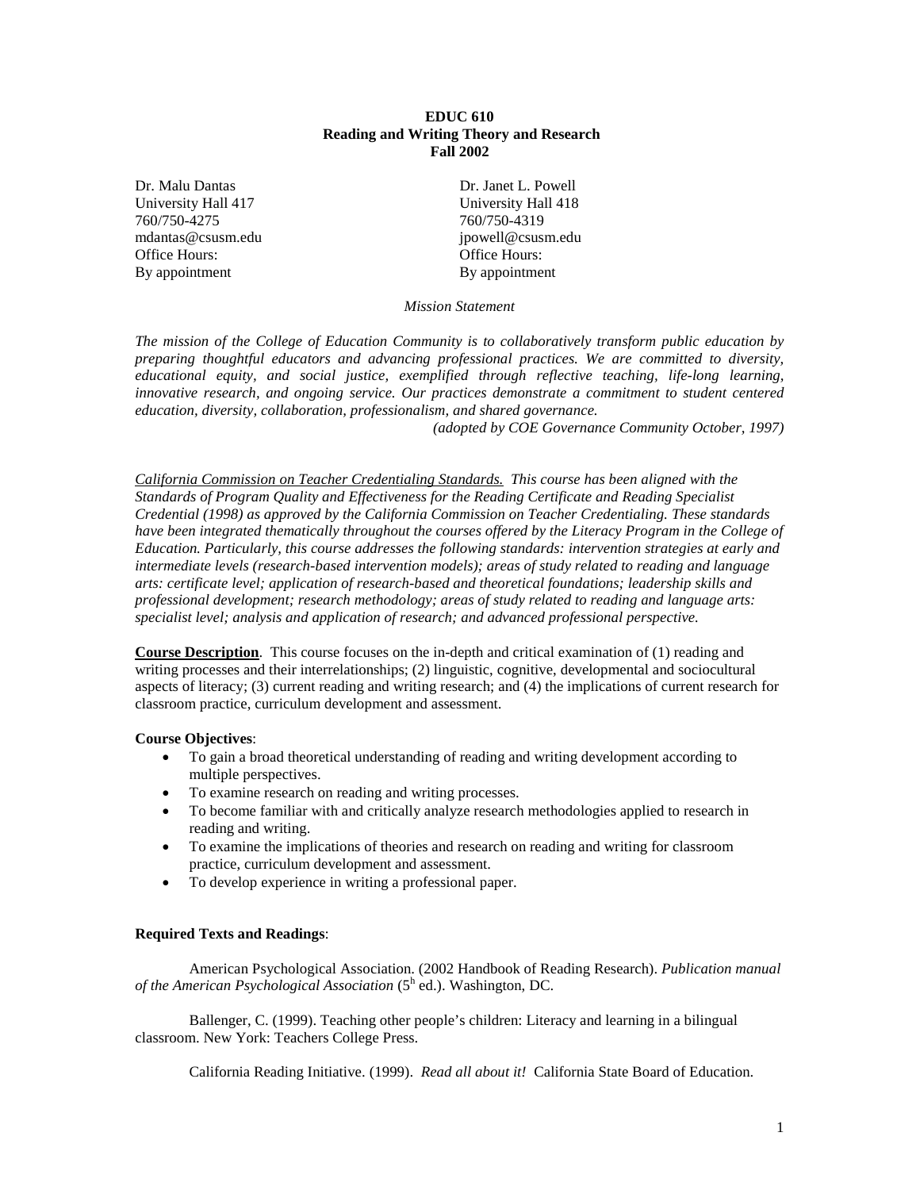**EDUC 610**
**Reading and Writing Theory and Research**
**Fall 2002**

Dr. Malu Dantas
University Hall 417
760/750-4275
mdantas@csusm.edu
Office Hours:
By appointment

Dr. Janet L. Powell
University Hall 418
760/750-4319
jpowell@csusm.edu
Office Hours:
By appointment

*Mission Statement*

*The mission of the College of Education Community is to collaboratively transform public education by preparing thoughtful educators and advancing professional practices. We are committed to diversity, educational equity, and social justice, exemplified through reflective teaching, life-long learning, innovative research, and ongoing service. Our practices demonstrate a commitment to student centered education, diversity, collaboration, professionalism, and shared governance.*

*(adopted by COE Governance Community October, 1997)*

*California Commission on Teacher Credentialing Standards. This course has been aligned with the Standards of Program Quality and Effectiveness for the Reading Certificate and Reading Specialist Credential (1998) as approved by the California Commission on Teacher Credentialing. These standards have been integrated thematically throughout the courses offered by the Literacy Program in the College of Education. Particularly, this course addresses the following standards: intervention strategies at early and intermediate levels (research-based intervention models); areas of study related to reading and language arts: certificate level; application of research-based and theoretical foundations; leadership skills and professional development; research methodology; areas of study related to reading and language arts: specialist level; analysis and application of research; and advanced professional perspective.*

**Course Description**. This course focuses on the in-depth and critical examination of (1) reading and writing processes and their interrelationships; (2) linguistic, cognitive, developmental and sociocultural aspects of literacy; (3) current reading and writing research; and (4) the implications of current research for classroom practice, curriculum development and assessment.

**Course Objectives**:

- To gain a broad theoretical understanding of reading and writing development according to multiple perspectives.
- To examine research on reading and writing processes.
- To become familiar with and critically analyze research methodologies applied to research in reading and writing.
- To examine the implications of theories and research on reading and writing for classroom practice, curriculum development and assessment.
- To develop experience in writing a professional paper.

**Required Texts and Readings**:

American Psychological Association. (2002 Handbook of Reading Research). *Publication manual of the American Psychological Association* (5h ed.). Washington, DC.

Ballenger, C. (1999). Teaching other people's children: Literacy and learning in a bilingual classroom. New York: Teachers College Press.

California Reading Initiative. (1999). *Read all about it!* California State Board of Education.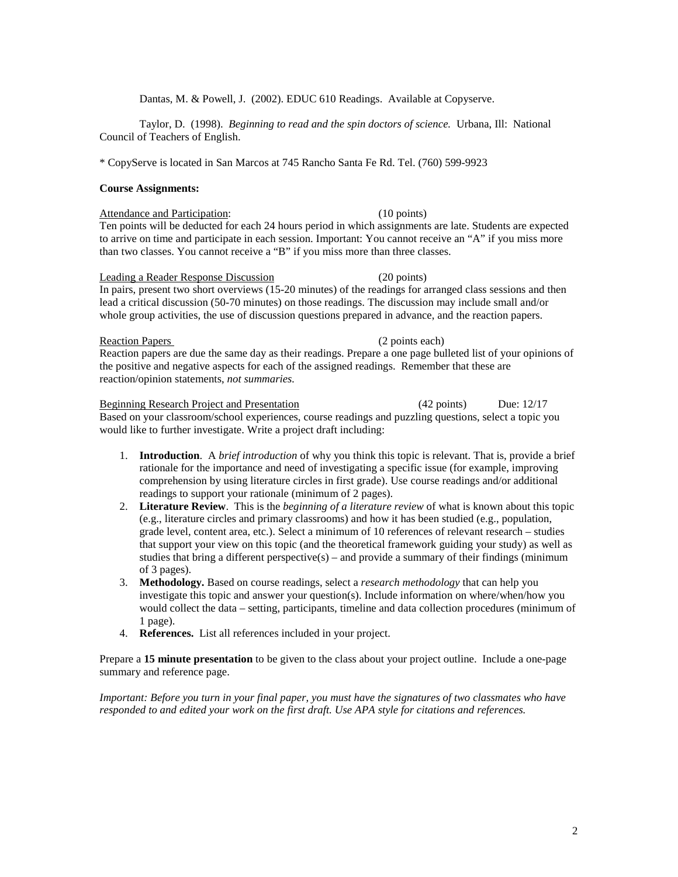Dantas, M. & Powell, J. (2002). EDUC 610 Readings. Available at Copyserve.

Taylor, D. (1998). *Beginning to read and the spin doctors of science.* Urbana, Ill: National Council of Teachers of English.

* CopyServe is located in San Marcos at 745 Rancho Santa Fe Rd. Tel. (760) 599-9923

**Course Assignments:**

<u>Attendance and Participation</u>: (10 points)
Ten points will be deducted for each 24 hours period in which assignments are late. Students are expected to arrive on time and participate in each session. Important: You cannot receive an "A" if you miss more than two classes. You cannot receive a "B" if you miss more than three classes.

<u>Leading a Reader Response Discussion</u> (20 points)
In pairs, present two short overviews (15-20 minutes) of the readings for arranged class sessions and then lead a critical discussion (50-70 minutes) on those readings. The discussion may include small and/or whole group activities, the use of discussion questions prepared in advance, and the reaction papers.

<u>Reaction Papers</u> (2 points each)
Reaction papers are due the same day as their readings. Prepare a one page bulleted list of your opinions of the positive and negative aspects for each of the assigned readings. Remember that these are reaction/opinion statements, *not summaries.*

<u>Beginning Research Project and Presentation</u> (42 points) Due: 12/17
Based on your classroom/school experiences, course readings and puzzling questions, select a topic you would like to further investigate. Write a project draft including:

1. **Introduction**. A *brief introduction* of why you think this topic is relevant. That is, provide a brief rationale for the importance and need of investigating a specific issue (for example, improving comprehension by using literature circles in first grade). Use course readings and/or additional readings to support your rationale (minimum of 2 pages).
2. **Literature Review**. This is the *beginning of a literature review* of what is known about this topic (e.g., literature circles and primary classrooms) and how it has been studied (e.g., population, grade level, content area, etc.). Select a minimum of 10 references of relevant research – studies that support your view on this topic (and the theoretical framework guiding your study) as well as studies that bring a different perspective(s) – and provide a summary of their findings (minimum of 3 pages).
3. **Methodology.** Based on course readings, select a *research methodology* that can help you investigate this topic and answer your question(s). Include information on where/when/how you would collect the data – setting, participants, timeline and data collection procedures (minimum of 1 page).
4. **References.** List all references included in your project.

Prepare a **15 minute presentation** to be given to the class about your project outline. Include a one-page summary and reference page.

*Important: Before you turn in your final paper, you must have the signatures of two classmates who have responded to and edited your work on the first draft. Use APA style for citations and references.*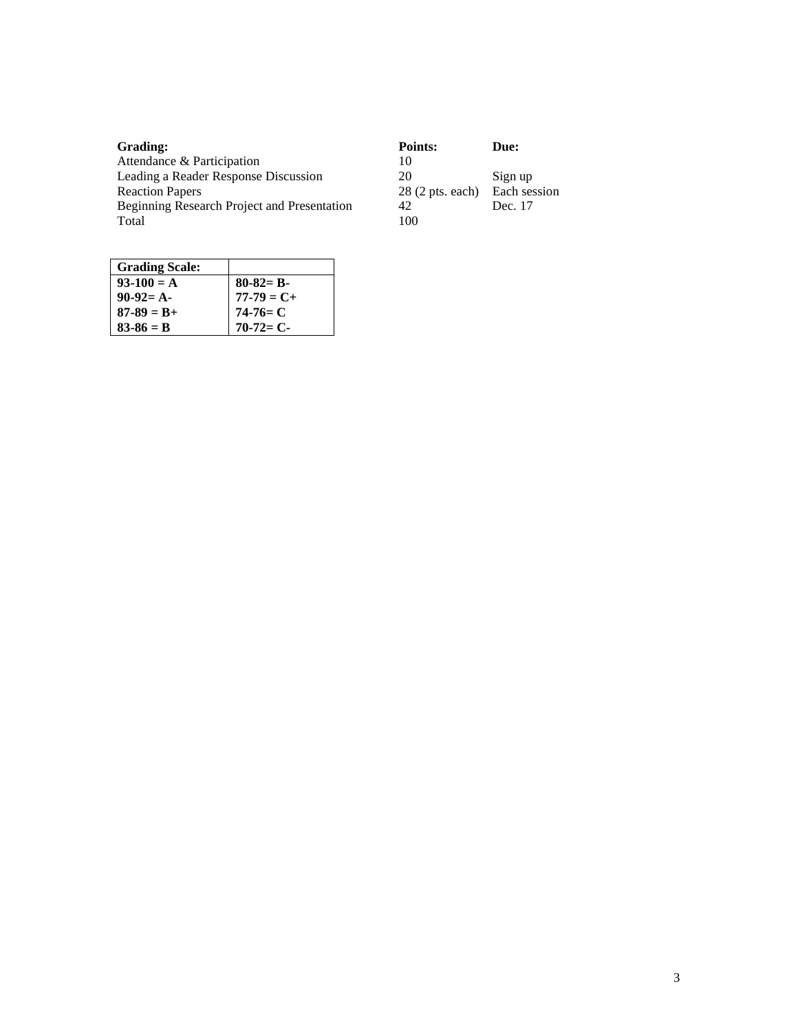| **Grading:** | **Points:** | **Due:** |
|---|---|---|
| Attendance & Participation | 10 | |
| Leading a Reader Response Discussion | 20 | Sign up |
| Reaction Papers | 28 (2 pts. each) | Each session |
| Beginning Research Project and Presentation | 42 | Dec. 17 |
| Total | 100 | |

| **Grading Scale:** | |
|---|---|
| **93-100 = A** | **80-82= B-** |
| **90-92= A-** | **77-79 = C+** |
| **87-89 = B+** | **74-76= C** |
| **83-86 = B** | **70-72= C-** |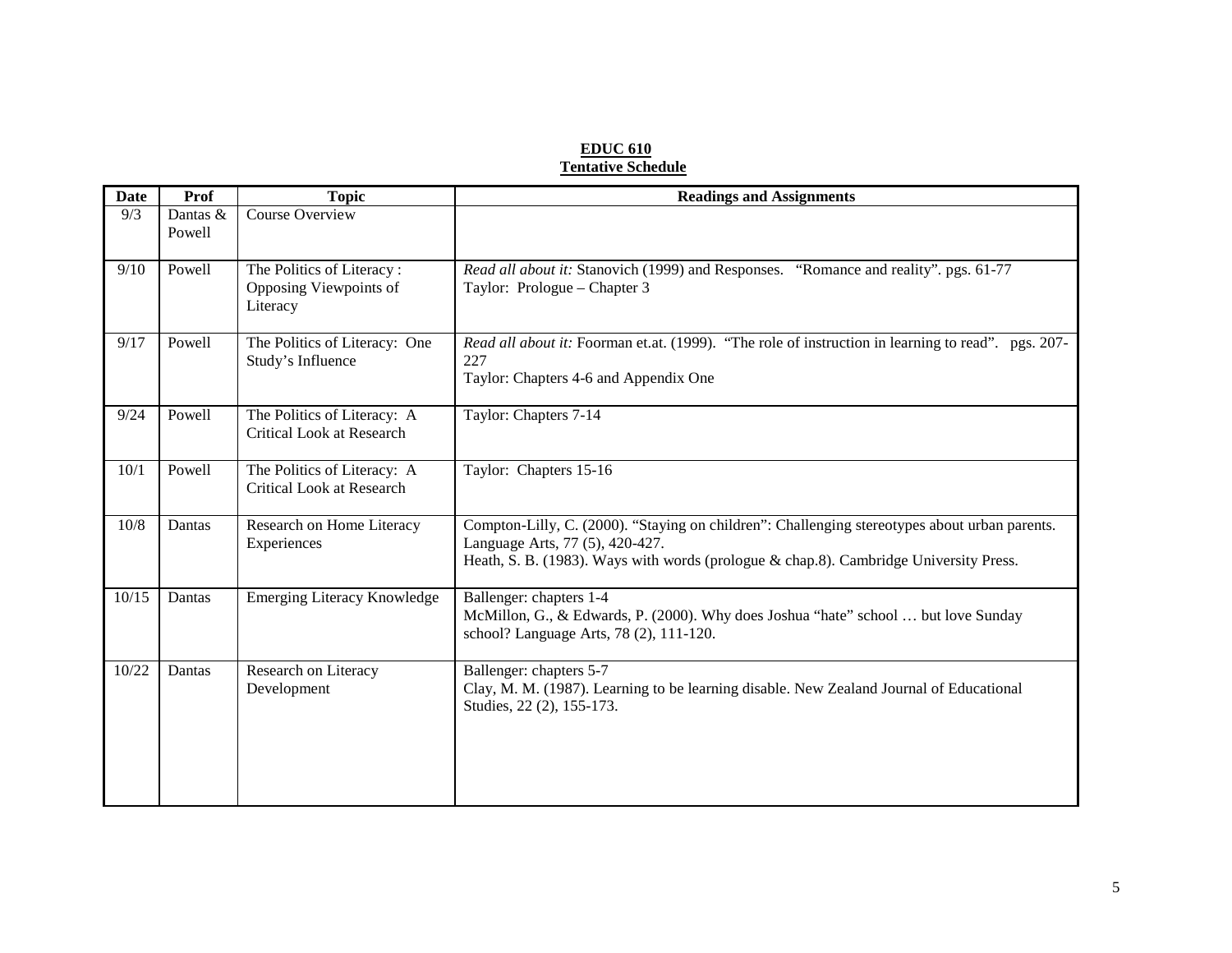**EDUC 610**
**Tentative Schedule**

| Date | Prof | Topic | Readings and Assignments |
|---|---|---|---|
| 9/3 | Dantas & Powell | Course Overview | |
| 9/10 | Powell | The Politics of Literacy : Opposing Viewpoints of Literacy | *Read all about it:* Stanovich (1999) and Responses. "Romance and reality". pgs. 61-77<br>Taylor: Prologue – Chapter 3 |
| 9/17 | Powell | The Politics of Literacy: One Study's Influence | *Read all about it:* Foorman et.at. (1999). "The role of instruction in learning to read". pgs. 207-227<br>Taylor: Chapters 4-6 and Appendix One |
| 9/24 | Powell | The Politics of Literacy: A Critical Look at Research | Taylor: Chapters 7-14 |
| 10/1 | Powell | The Politics of Literacy: A Critical Look at Research | Taylor: Chapters 15-16 |
| 10/8 | Dantas | Research on Home Literacy Experiences | Compton-Lilly, C. (2000). "Staying on children": Challenging stereotypes about urban parents. Language Arts, 77 (5), 420-427.<br>Heath, S. B. (1983). Ways with words (prologue & chap.8). Cambridge University Press. |
| 10/15 | Dantas | Emerging Literacy Knowledge | Ballenger: chapters 1-4<br>McMillon, G., & Edwards, P. (2000). Why does Joshua "hate" school … but love Sunday school? Language Arts, 78 (2), 111-120. |
| 10/22 | Dantas | Research on Literacy Development | Ballenger: chapters 5-7<br>Clay, M. M. (1987). Learning to be learning disable. New Zealand Journal of Educational Studies, 22 (2), 155-173. |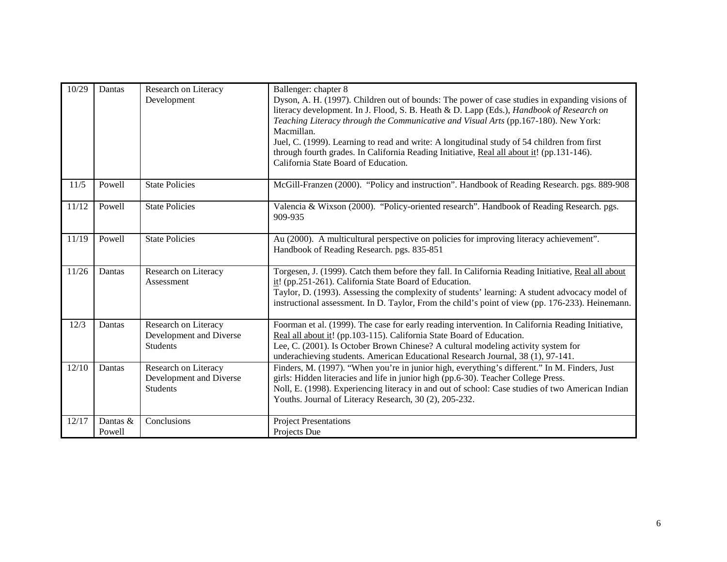| | | | |
|---|---|---|---|
| 10/29 | Dantas | Research on Literacy Development | Ballenger: chapter 8<br>Dyson, A. H. (1997). Children out of bounds: The power of case studies in expanding visions of literacy development. In J. Flood, S. B. Heath & D. Lapp (Eds.), *Handbook of Research on Teaching Literacy through the Communicative and Visual Arts* (pp.167-180). New York: Macmillan.<br>Juel, C. (1999). Learning to read and write: A longitudinal study of 54 children from first through fourth grades. In California Reading Initiative, <u>Real all about it</u>! (pp.131-146). California State Board of Education. |
| 11/5 | Powell | State Policies | McGill-Franzen (2000). "Policy and instruction". Handbook of Reading Research. pgs. 889-908 |
| 11/12 | Powell | State Policies | Valencia & Wixson (2000). "Policy-oriented research". Handbook of Reading Research. pgs. 909-935 |
| 11/19 | Powell | State Policies | Au (2000). A multicultural perspective on policies for improving literacy achievement". Handbook of Reading Research. pgs. 835-851 |
| 11/26 | Dantas | Research on Literacy Assessment | Torgesen, J. (1999). Catch them before they fall. In California Reading Initiative, <u>Real all about it</u>! (pp.251-261). California State Board of Education.<br>Taylor, D. (1993). Assessing the complexity of students' learning: A student advocacy model of instructional assessment. In D. Taylor, From the child's point of view (pp. 176-233). Heinemann. |
| 12/3 | Dantas | Research on Literacy Development and Diverse Students | Foorman et al. (1999). The case for early reading intervention. In California Reading Initiative, <u>Real all about it</u>! (pp.103-115). California State Board of Education.<br>Lee, C. (2001). Is October Brown Chinese? A cultural modeling activity system for underachieving students. American Educational Research Journal, 38 (1), 97-141. |
| 12/10 | Dantas | Research on Literacy Development and Diverse Students | Finders, M. (1997). "When you're in junior high, everything's different." In M. Finders, Just girls: Hidden literacies and life in junior high (pp.6-30). Teacher College Press.<br>Noll, E. (1998). Experiencing literacy in and out of school: Case studies of two American Indian Youths. Journal of Literacy Research, 30 (2), 205-232. |
| 12/17 | Dantas & Powell | Conclusions | Project Presentations<br>Projects Due |